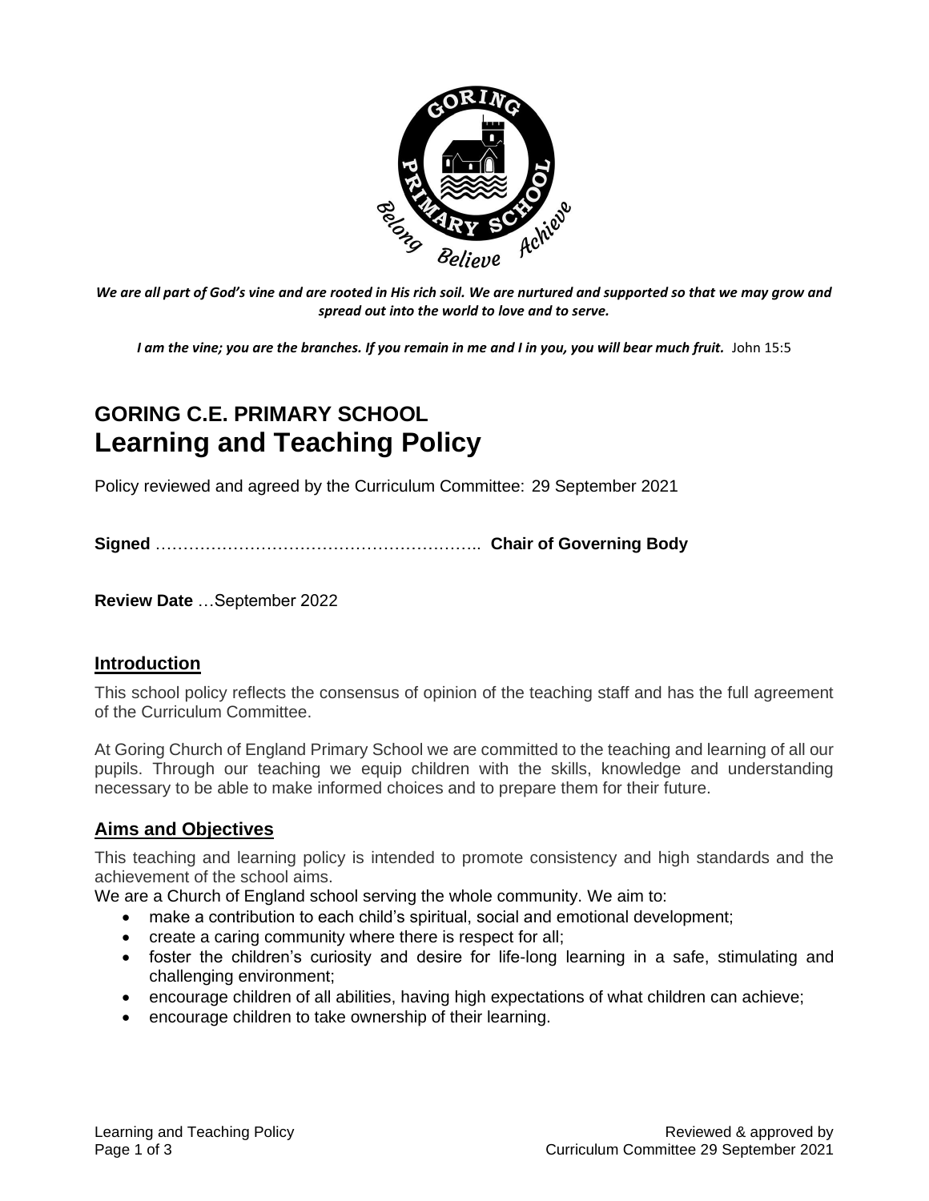*We are all part of God's vine and are rooted in His rich soil. We are nurtured and supported so that we may grow and spread out into the world to love and to serve.*

***I am the vine; you are the branches. If you remain in me and I in you, you will bear much fruit.*** John 15:5

# GORING C.E. PRIMARY SCHOOL
# Learning and Teaching Policy

Policy reviewed and agreed by the Curriculum Committee: 29 September 2021

**Signed** ………………………………………………….. **Chair of Governing Body**

**Review Date** …September 2022

## Introduction

This school policy reflects the consensus of opinion of the teaching staff and has the full agreement of the Curriculum Committee.

At Goring Church of England Primary School we are committed to the teaching and learning of all our pupils. Through our teaching we equip children with the skills, knowledge and understanding necessary to be able to make informed choices and to prepare them for their future.

## Aims and Objectives

This teaching and learning policy is intended to promote consistency and high standards and the achievement of the school aims.

We are a Church of England school serving the whole community. We aim to:

- make a contribution to each child's spiritual, social and emotional development;
- create a caring community where there is respect for all;
- foster the children's curiosity and desire for life-long learning in a safe, stimulating and challenging environment;
- encourage children of all abilities, having high expectations of what children can achieve;
- encourage children to take ownership of their learning.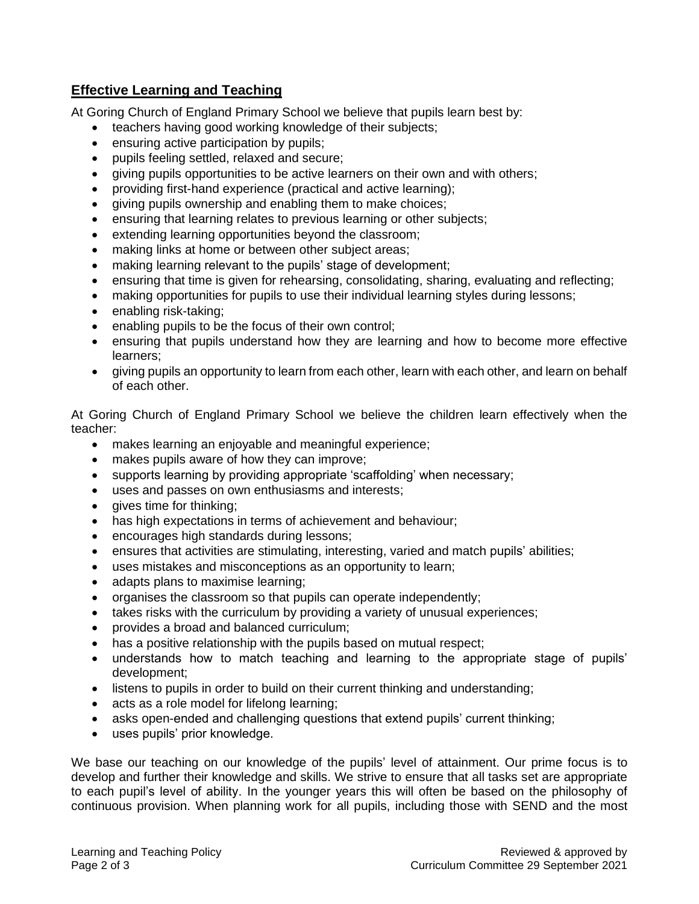## Effective Learning and Teaching

At Goring Church of England Primary School we believe that pupils learn best by:

- teachers having good working knowledge of their subjects;
- ensuring active participation by pupils;
- pupils feeling settled, relaxed and secure;
- giving pupils opportunities to be active learners on their own and with others;
- providing first-hand experience (practical and active learning);
- giving pupils ownership and enabling them to make choices;
- ensuring that learning relates to previous learning or other subjects;
- extending learning opportunities beyond the classroom;
- making links at home or between other subject areas;
- making learning relevant to the pupils' stage of development;
- ensuring that time is given for rehearsing, consolidating, sharing, evaluating and reflecting;
- making opportunities for pupils to use their individual learning styles during lessons;
- enabling risk-taking;
- enabling pupils to be the focus of their own control;
- ensuring that pupils understand how they are learning and how to become more effective learners;
- giving pupils an opportunity to learn from each other, learn with each other, and learn on behalf of each other.

At Goring Church of England Primary School we believe the children learn effectively when the teacher:

- makes learning an enjoyable and meaningful experience;
- makes pupils aware of how they can improve;
- supports learning by providing appropriate 'scaffolding' when necessary;
- uses and passes on own enthusiasms and interests;
- gives time for thinking;
- has high expectations in terms of achievement and behaviour;
- encourages high standards during lessons;
- ensures that activities are stimulating, interesting, varied and match pupils' abilities;
- uses mistakes and misconceptions as an opportunity to learn;
- adapts plans to maximise learning;
- organises the classroom so that pupils can operate independently;
- takes risks with the curriculum by providing a variety of unusual experiences;
- provides a broad and balanced curriculum;
- has a positive relationship with the pupils based on mutual respect;
- understands how to match teaching and learning to the appropriate stage of pupils' development;
- listens to pupils in order to build on their current thinking and understanding;
- acts as a role model for lifelong learning;
- asks open-ended and challenging questions that extend pupils' current thinking;
- uses pupils' prior knowledge.

We base our teaching on our knowledge of the pupils' level of attainment. Our prime focus is to develop and further their knowledge and skills. We strive to ensure that all tasks set are appropriate to each pupil's level of ability. In the younger years this will often be based on the philosophy of continuous provision. When planning work for all pupils, including those with SEND and the most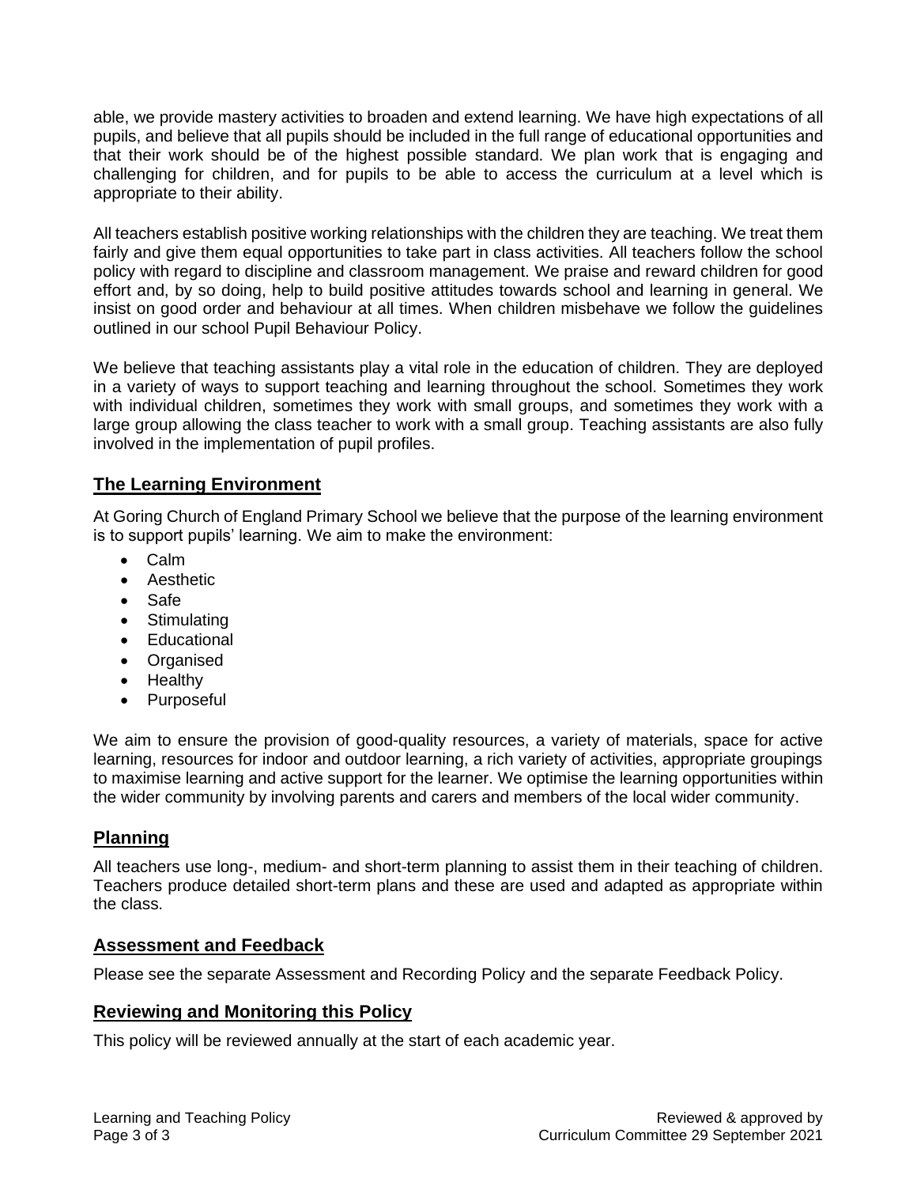able, we provide mastery activities to broaden and extend learning. We have high expectations of all pupils, and believe that all pupils should be included in the full range of educational opportunities and that their work should be of the highest possible standard. We plan work that is engaging and challenging for children, and for pupils to be able to access the curriculum at a level which is appropriate to their ability.

All teachers establish positive working relationships with the children they are teaching. We treat them fairly and give them equal opportunities to take part in class activities. All teachers follow the school policy with regard to discipline and classroom management. We praise and reward children for good effort and, by so doing, help to build positive attitudes towards school and learning in general. We insist on good order and behaviour at all times. When children misbehave we follow the guidelines outlined in our school Pupil Behaviour Policy.

We believe that teaching assistants play a vital role in the education of children. They are deployed in a variety of ways to support teaching and learning throughout the school. Sometimes they work with individual children, sometimes they work with small groups, and sometimes they work with a large group allowing the class teacher to work with a small group. Teaching assistants are also fully involved in the implementation of pupil profiles.

## The Learning Environment

At Goring Church of England Primary School we believe that the purpose of the learning environment is to support pupils' learning. We aim to make the environment:

- Calm
- Aesthetic
- Safe
- Stimulating
- Educational
- Organised
- Healthy
- Purposeful

We aim to ensure the provision of good-quality resources, a variety of materials, space for active learning, resources for indoor and outdoor learning, a rich variety of activities, appropriate groupings to maximise learning and active support for the learner. We optimise the learning opportunities within the wider community by involving parents and carers and members of the local wider community.

## Planning

All teachers use long-, medium- and short-term planning to assist them in their teaching of children. Teachers produce detailed short-term plans and these are used and adapted as appropriate within the class.

## Assessment and Feedback

Please see the separate Assessment and Recording Policy and the separate Feedback Policy.

## Reviewing and Monitoring this Policy

This policy will be reviewed annually at the start of each academic year.